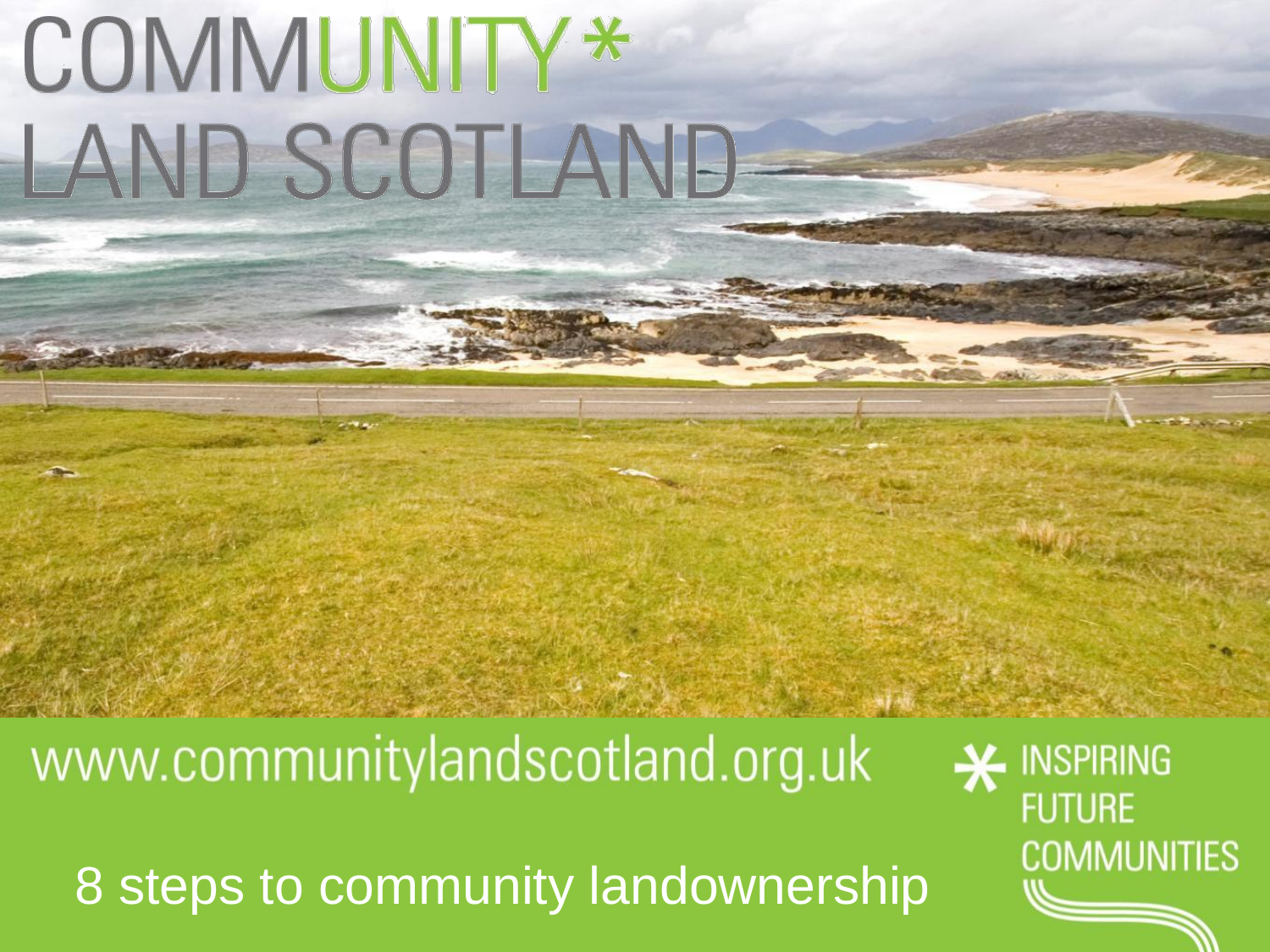# COMMUNITY* LAND SCOTLAND

www.communitylandscotland.org.uk

INSPIRING FUTURE COMMUNITIES

## 8 steps to community landownership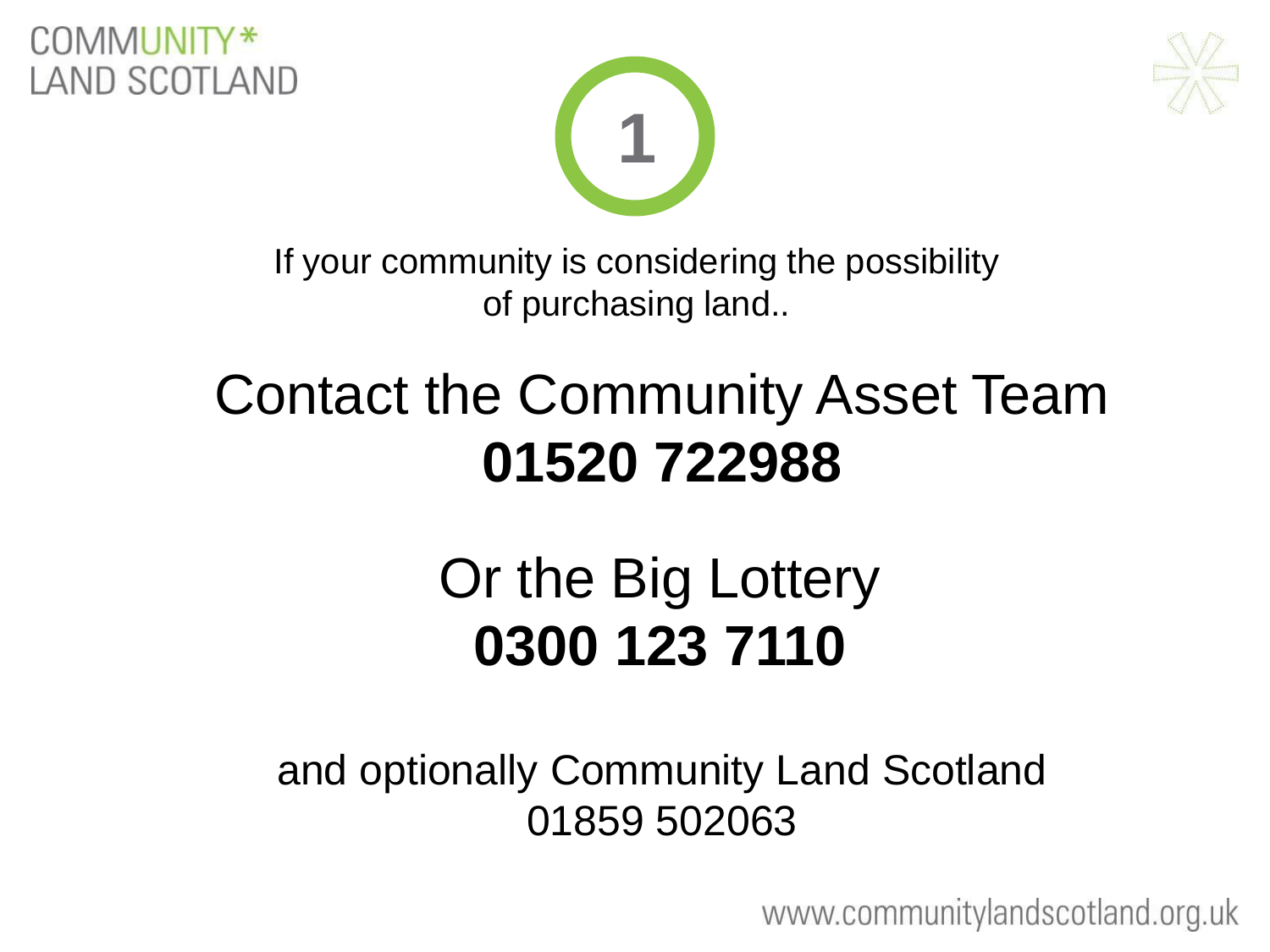COMMUNITY* LAND SCOTLAND

# 1

If your community is considering the possibility of purchasing land..

## Contact the Community Asset Team

## **01520 722988**

## Or the Big Lottery

## **0300 123 7110**

and optionally Community Land Scotland
01859 502063

www.communitylandscotland.org.uk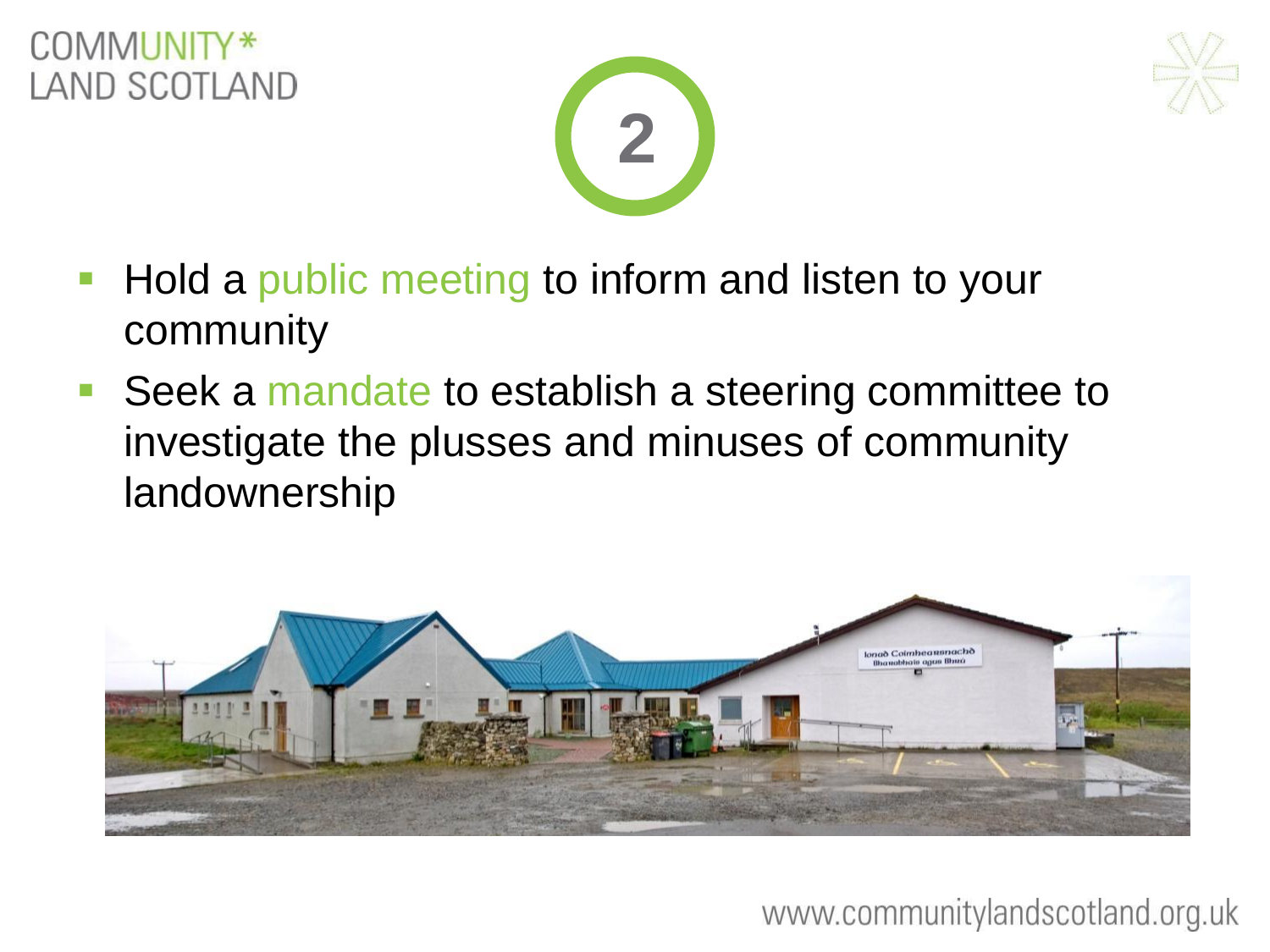# 2

- Hold a public meeting to inform and listen to your community
- Seek a mandate to establish a steering committee to investigate the plusses and minuses of community landownership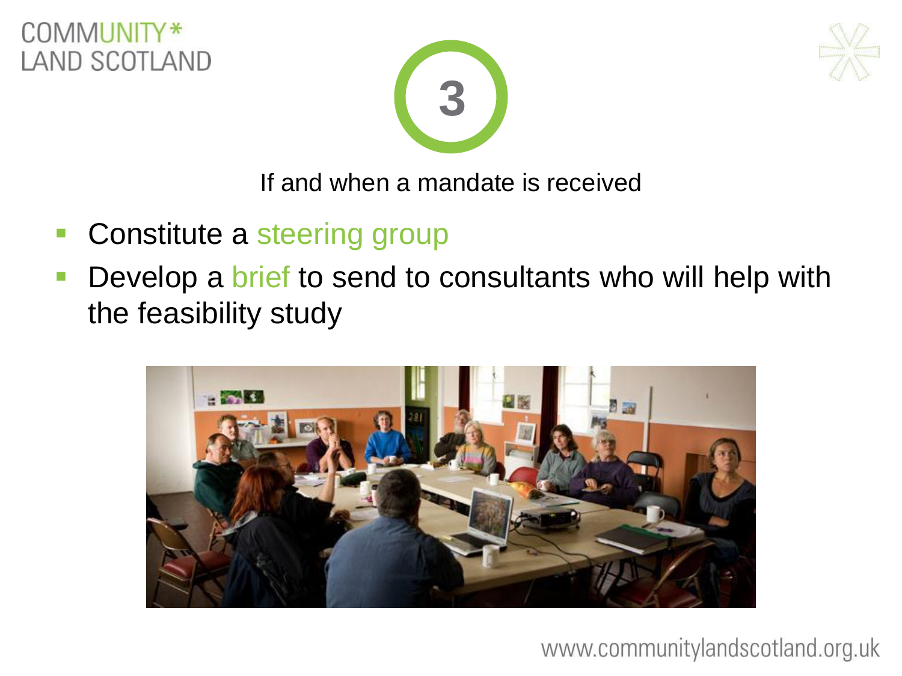# 3

If and when a mandate is received

- Constitute a steering group
- Develop a brief to send to consultants who will help with the feasibility study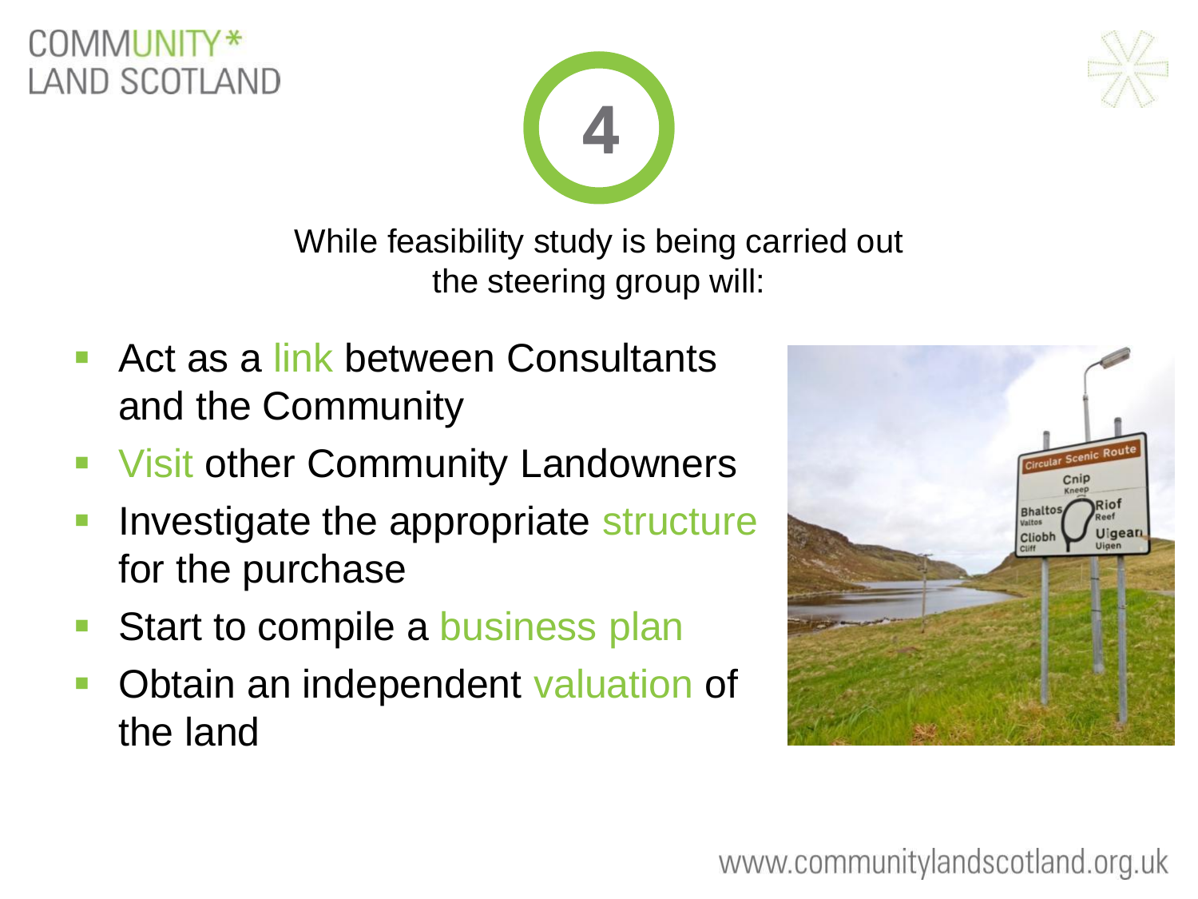# 4

While feasibility study is being carried out the steering group will:

- Act as a link between Consultants and the Community
- Visit other Community Landowners
- Investigate the appropriate structure for the purchase
- Start to compile a business plan
- Obtain an independent valuation of the land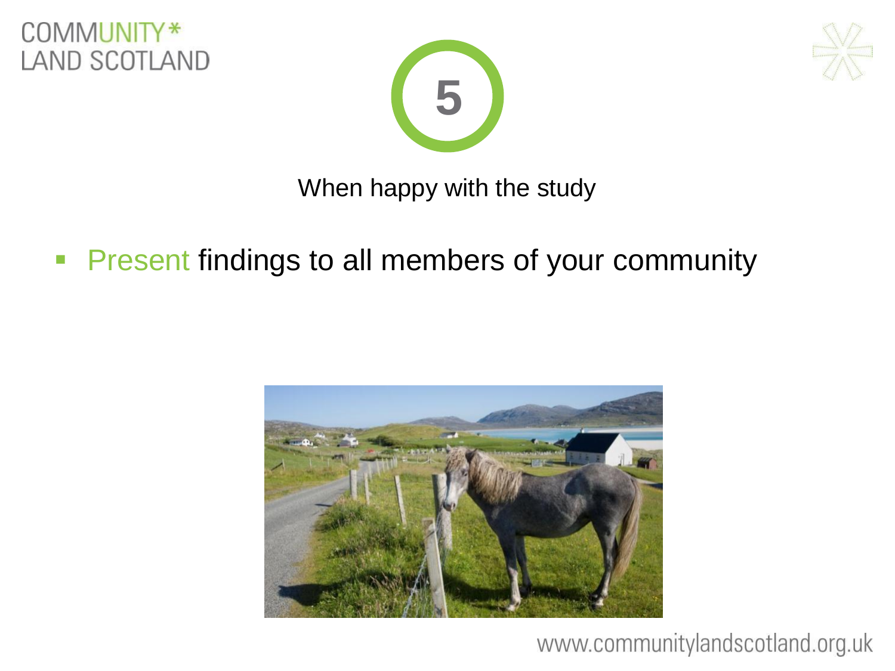# 5

When happy with the study

- Present findings to all members of your community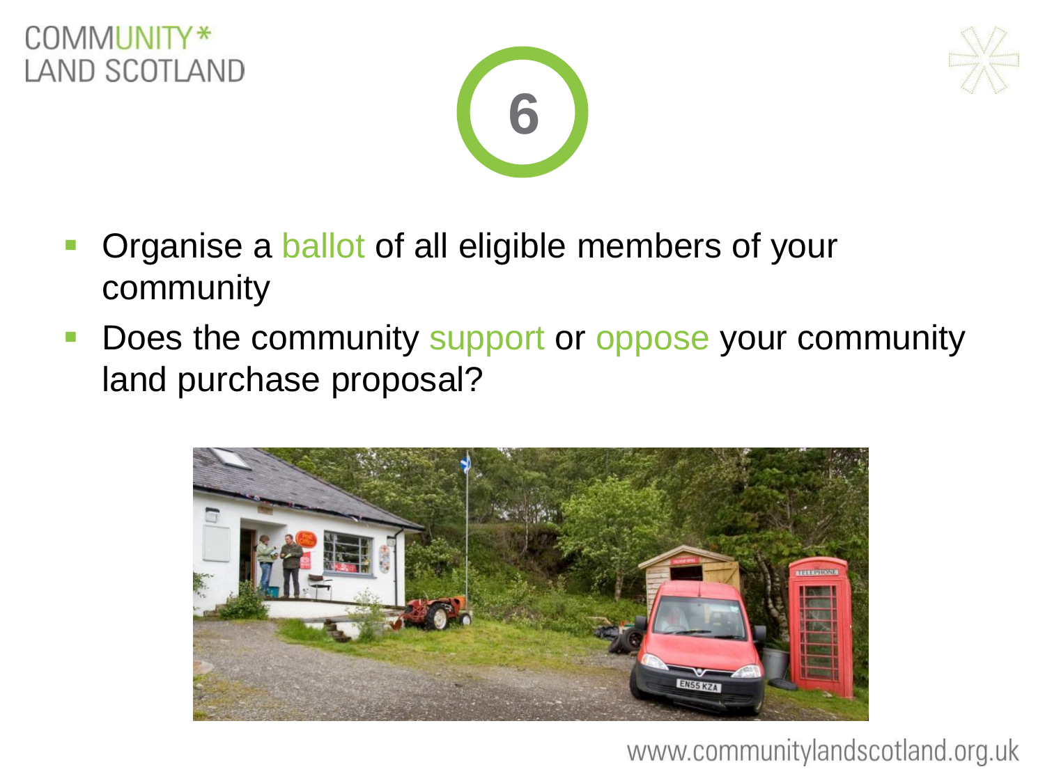# 6

- Organise a ballot of all eligible members of your community
- Does the community support or oppose your community land purchase proposal?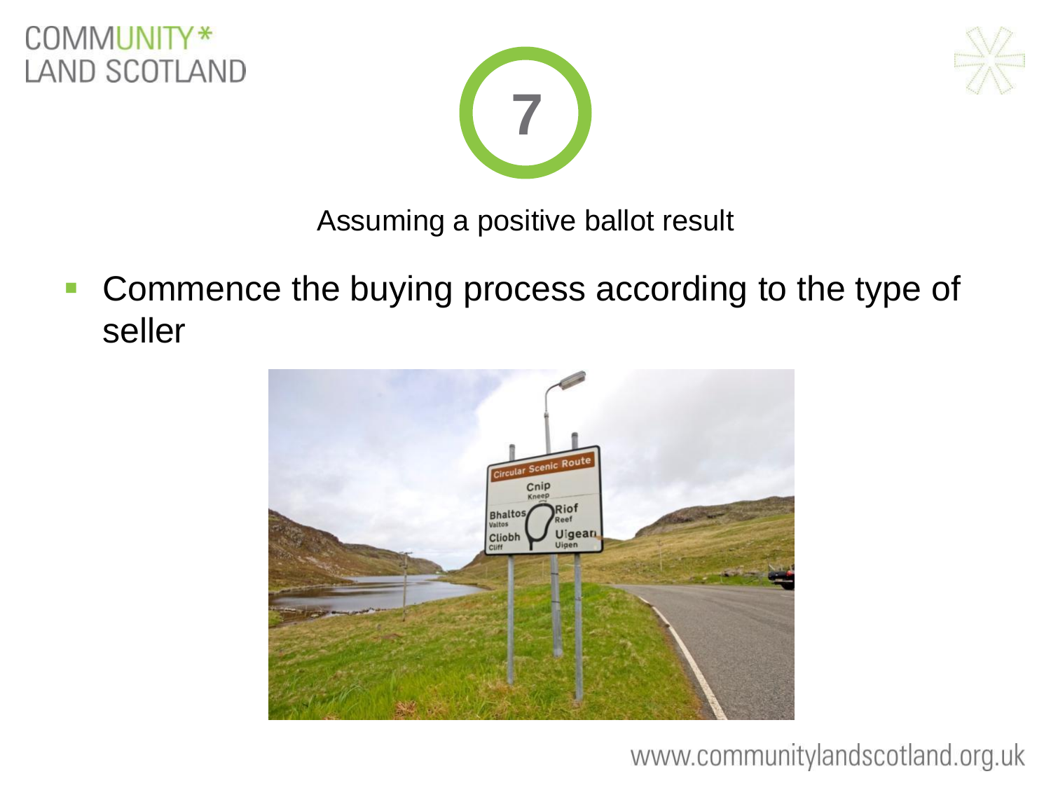# 7

Assuming a positive ballot result

- Commence the buying process according to the type of seller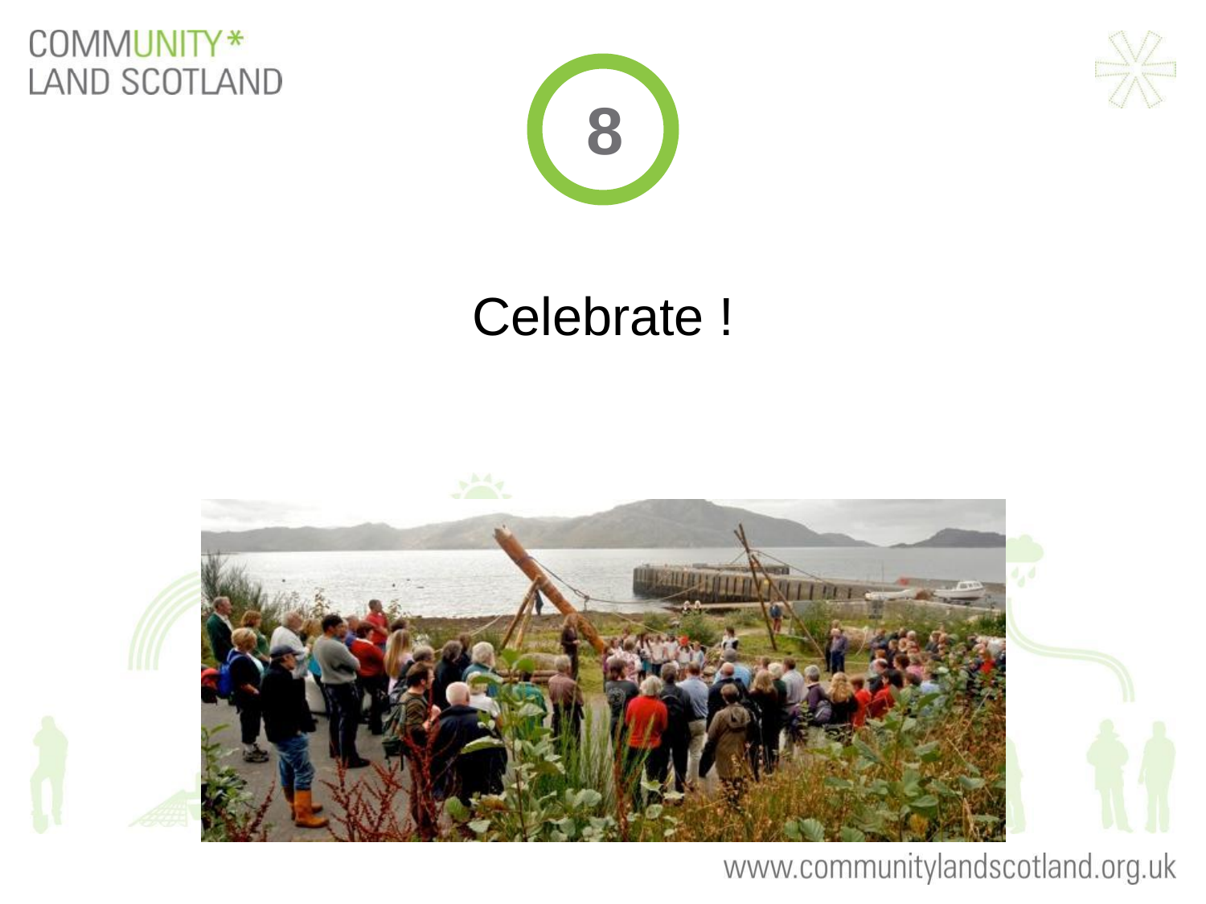8

# Celebrate !